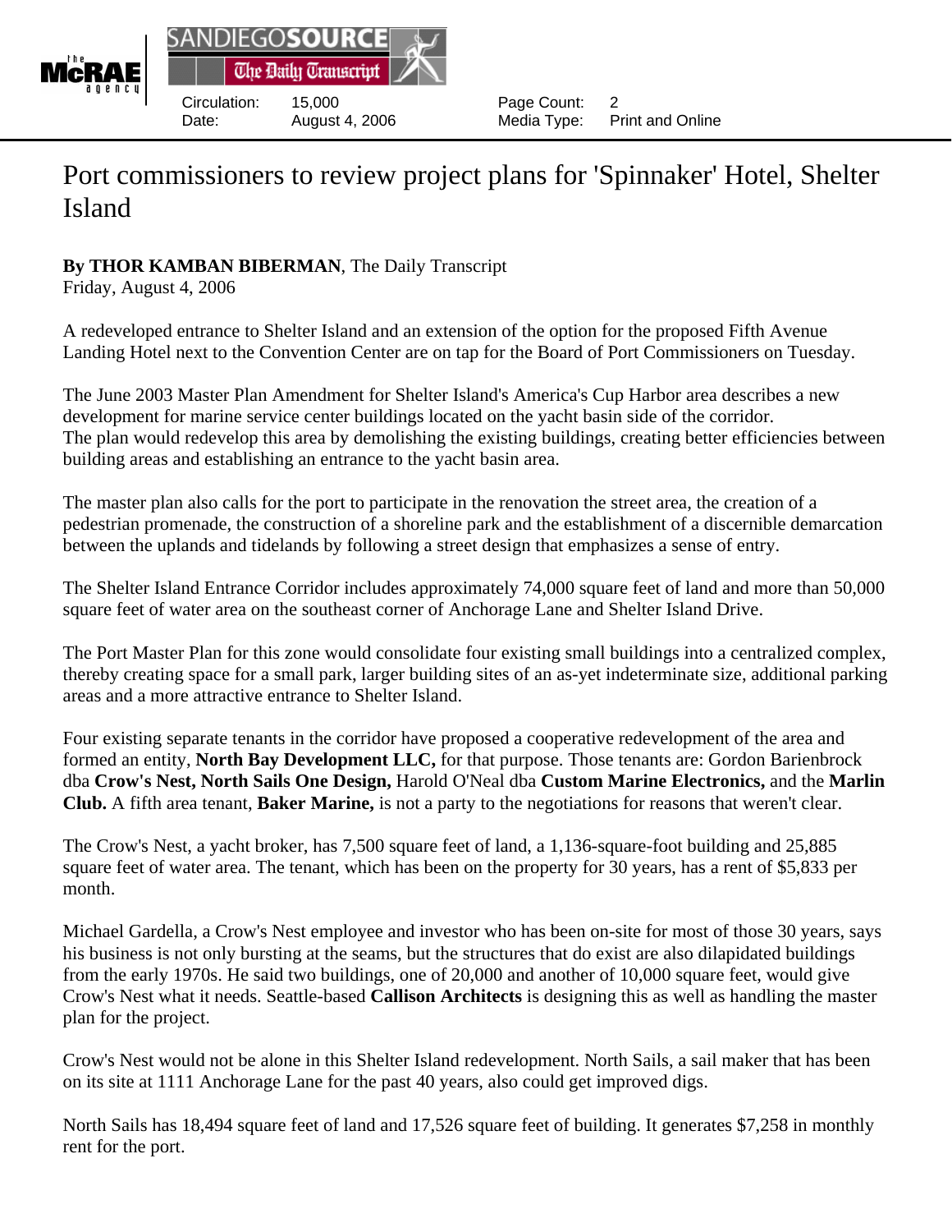Circulation: 15,000
Date: August 4, 2006
Page Count: 2
Media Type: Print and Online

# Port commissioners to review project plans for 'Spinnaker' Hotel, Shelter Island

**By THOR KAMBAN BIBERMAN**, The Daily Transcript
Friday, August 4, 2006

A redeveloped entrance to Shelter Island and an extension of the option for the proposed Fifth Avenue Landing Hotel next to the Convention Center are on tap for the Board of Port Commissioners on Tuesday.

The June 2003 Master Plan Amendment for Shelter Island's America's Cup Harbor area describes a new development for marine service center buildings located on the yacht basin side of the corridor.
The plan would redevelop this area by demolishing the existing buildings, creating better efficiencies between building areas and establishing an entrance to the yacht basin area.

The master plan also calls for the port to participate in the renovation the street area, the creation of a pedestrian promenade, the construction of a shoreline park and the establishment of a discernible demarcation between the uplands and tidelands by following a street design that emphasizes a sense of entry.

The Shelter Island Entrance Corridor includes approximately 74,000 square feet of land and more than 50,000 square feet of water area on the southeast corner of Anchorage Lane and Shelter Island Drive.

The Port Master Plan for this zone would consolidate four existing small buildings into a centralized complex, thereby creating space for a small park, larger building sites of an as-yet indeterminate size, additional parking areas and a more attractive entrance to Shelter Island.

Four existing separate tenants in the corridor have proposed a cooperative redevelopment of the area and formed an entity, **North Bay Development LLC,** for that purpose. Those tenants are: Gordon Barienbrock dba **Crow's Nest, North Sails One Design,** Harold O'Neal dba **Custom Marine Electronics,** and the **Marlin Club.** A fifth area tenant, **Baker Marine,** is not a party to the negotiations for reasons that weren't clear.

The Crow's Nest, a yacht broker, has 7,500 square feet of land, a 1,136-square-foot building and 25,885 square feet of water area. The tenant, which has been on the property for 30 years, has a rent of $5,833 per month.

Michael Gardella, a Crow's Nest employee and investor who has been on-site for most of those 30 years, says his business is not only bursting at the seams, but the structures that do exist are also dilapidated buildings from the early 1970s. He said two buildings, one of 20,000 and another of 10,000 square feet, would give Crow's Nest what it needs. Seattle-based **Callison Architects** is designing this as well as handling the master plan for the project.

Crow's Nest would not be alone in this Shelter Island redevelopment. North Sails, a sail maker that has been on its site at 1111 Anchorage Lane for the past 40 years, also could get improved digs.

North Sails has 18,494 square feet of land and 17,526 square feet of building. It generates $7,258 in monthly rent for the port.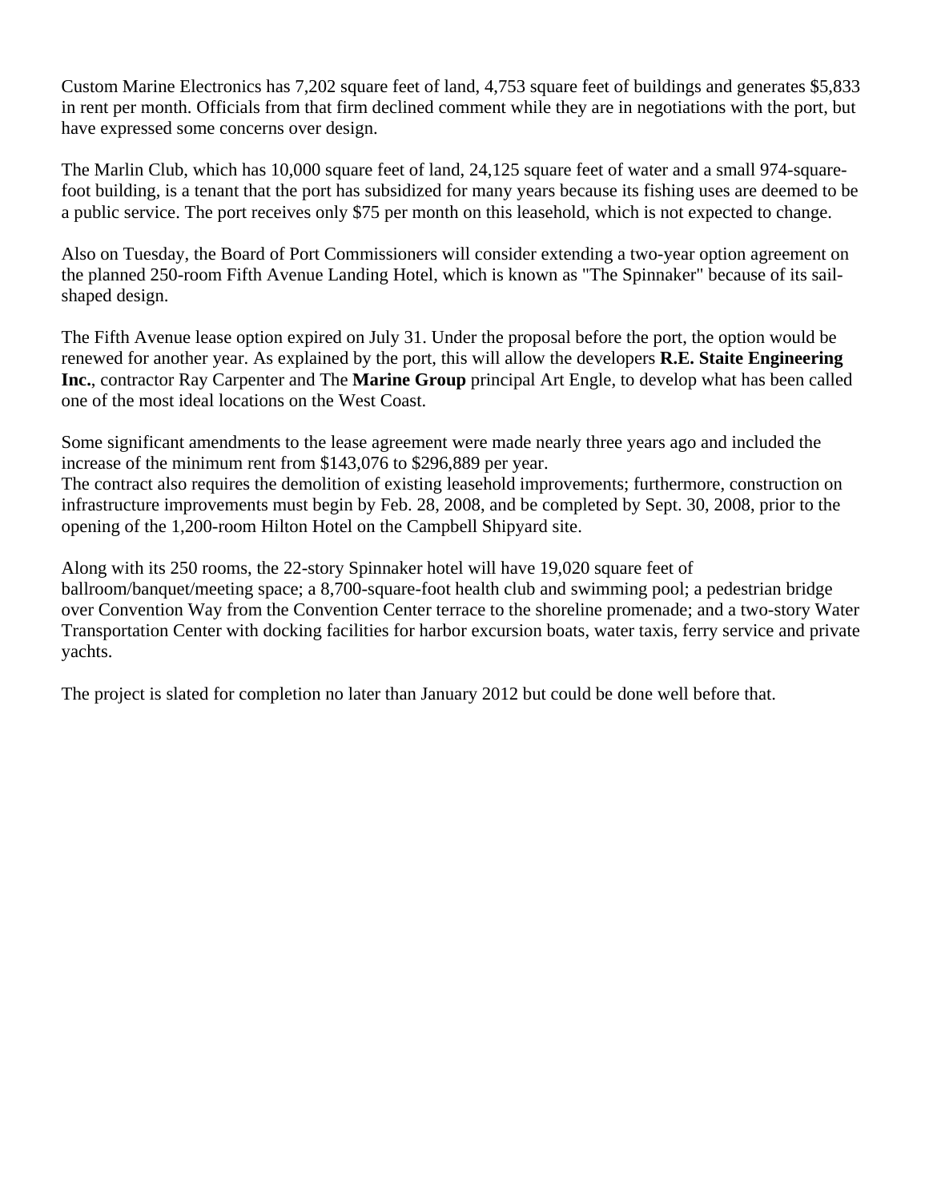Custom Marine Electronics has 7,202 square feet of land, 4,753 square feet of buildings and generates $5,833 in rent per month. Officials from that firm declined comment while they are in negotiations with the port, but have expressed some concerns over design.

The Marlin Club, which has 10,000 square feet of land, 24,125 square feet of water and a small 974-square-foot building, is a tenant that the port has subsidized for many years because its fishing uses are deemed to be a public service. The port receives only $75 per month on this leasehold, which is not expected to change.

Also on Tuesday, the Board of Port Commissioners will consider extending a two-year option agreement on the planned 250-room Fifth Avenue Landing Hotel, which is known as "The Spinnaker" because of its sail-shaped design.

The Fifth Avenue lease option expired on July 31. Under the proposal before the port, the option would be renewed for another year. As explained by the port, this will allow the developers **R.E. Staite Engineering Inc.**, contractor Ray Carpenter and The **Marine Group** principal Art Engle, to develop what has been called one of the most ideal locations on the West Coast.

Some significant amendments to the lease agreement were made nearly three years ago and included the increase of the minimum rent from $143,076 to $296,889 per year.
The contract also requires the demolition of existing leasehold improvements; furthermore, construction on infrastructure improvements must begin by Feb. 28, 2008, and be completed by Sept. 30, 2008, prior to the opening of the 1,200-room Hilton Hotel on the Campbell Shipyard site.

Along with its 250 rooms, the 22-story Spinnaker hotel will have 19,020 square feet of ballroom/banquet/meeting space; a 8,700-square-foot health club and swimming pool; a pedestrian bridge over Convention Way from the Convention Center terrace to the shoreline promenade; and a two-story Water Transportation Center with docking facilities for harbor excursion boats, water taxis, ferry service and private yachts.

The project is slated for completion no later than January 2012 but could be done well before that.